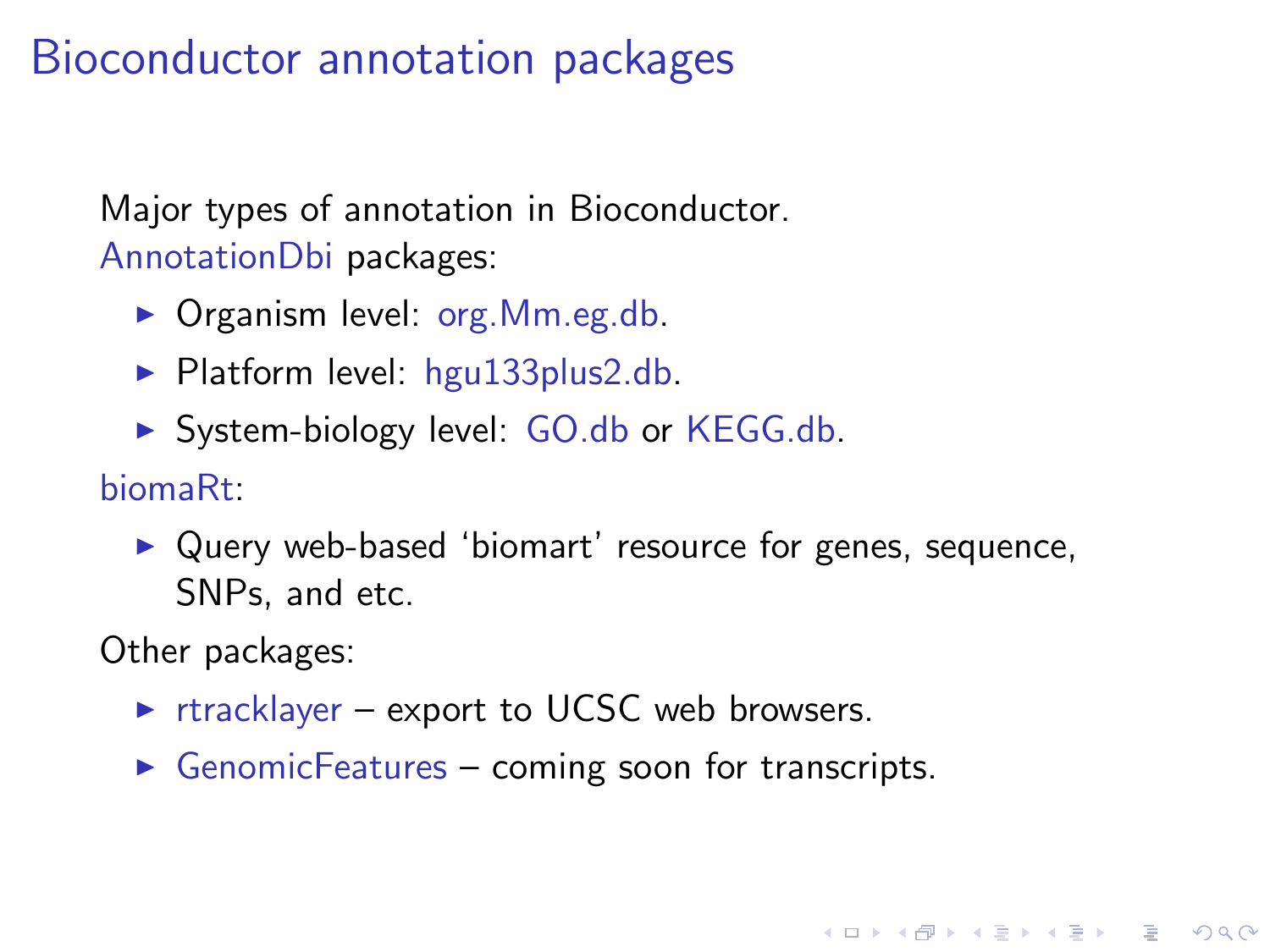# Bioconductor annotation packages

Major types of annotation in Bioconductor.

AnnotationDbi packages:

- Organism level: org.Mm.eg.db.
- Platform level: hgu133plus2.db.
- System-biology level: GO.db or KEGG.db.

biomaRt:

- Query web-based 'biomart' resource for genes, sequence, SNPs, and etc.

Other packages:

- rtracklayer – export to UCSC web browsers.
- GenomicFeatures – coming soon for transcripts.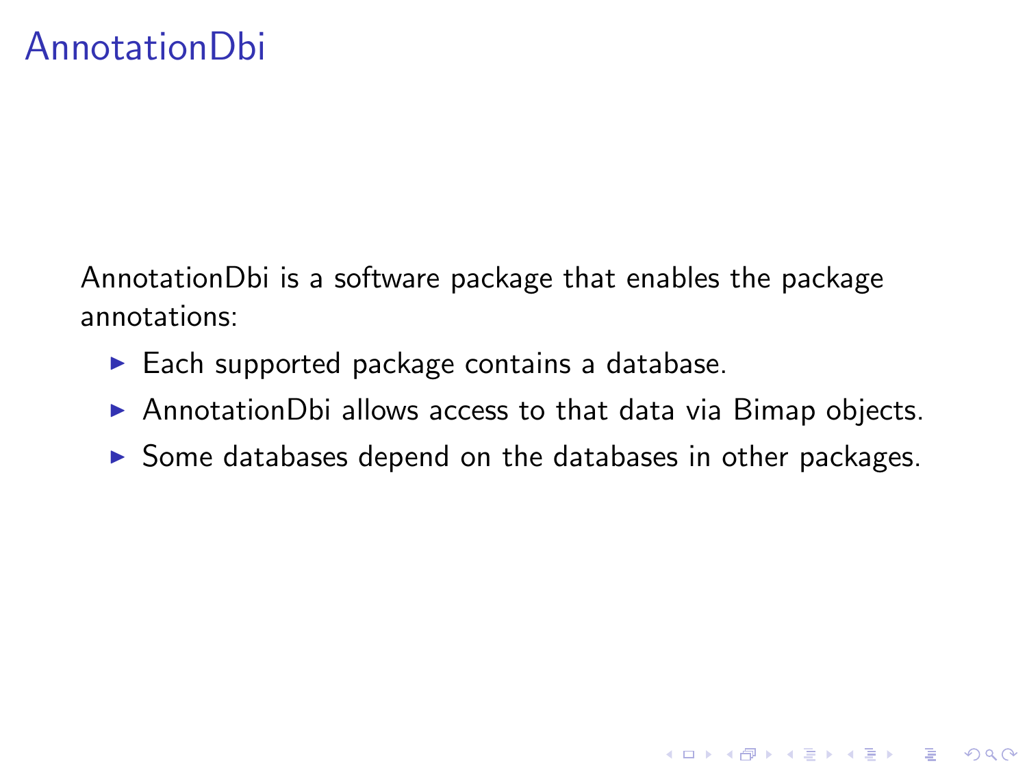# AnnotationDbi

AnnotationDbi is a software package that enables the package annotations:

- Each supported package contains a database.
- AnnotationDbi allows access to that data via Bimap objects.
- Some databases depend on the databases in other packages.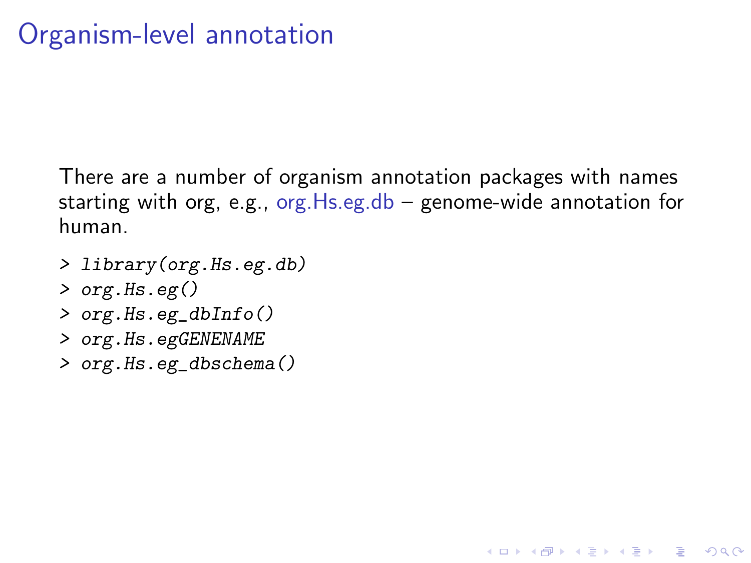# Organism-level annotation

There are a number of organism annotation packages with names starting with org, e.g., org.Hs.eg.db – genome-wide annotation for human.

```
> library(org.Hs.eg.db)
> org.Hs.eg()
> org.Hs.eg_dbInfo()
> org.Hs.egGENENAME
> org.Hs.eg_dbschema()
```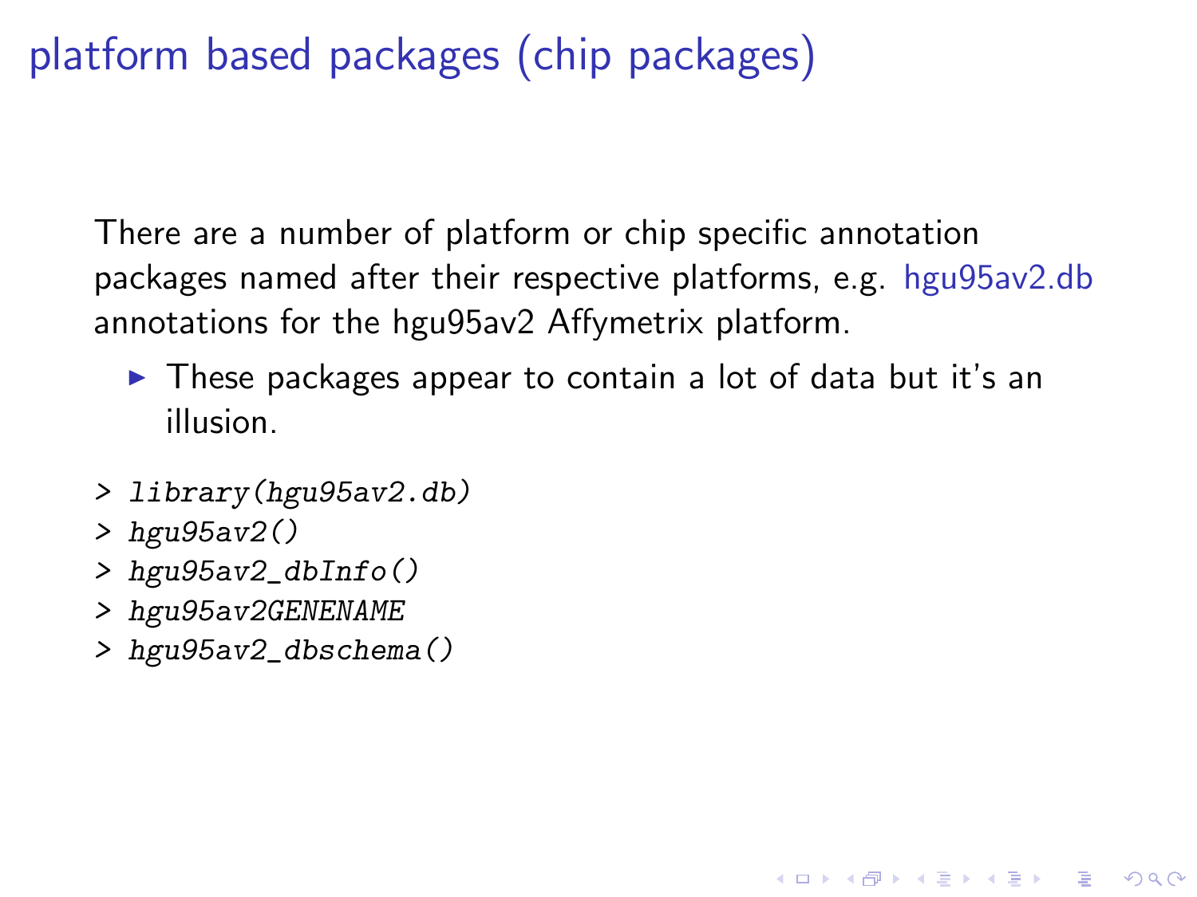# platform based packages (chip packages)

There are a number of platform or chip specific annotation packages named after their respective platforms, e.g. hgu95av2.db annotations for the hgu95av2 Affymetrix platform.

- These packages appear to contain a lot of data but it's an illusion.

```
> library(hgu95av2.db)
> hgu95av2()
> hgu95av2_dbInfo()
> hgu95av2GENENAME
> hgu95av2_dbschema()
```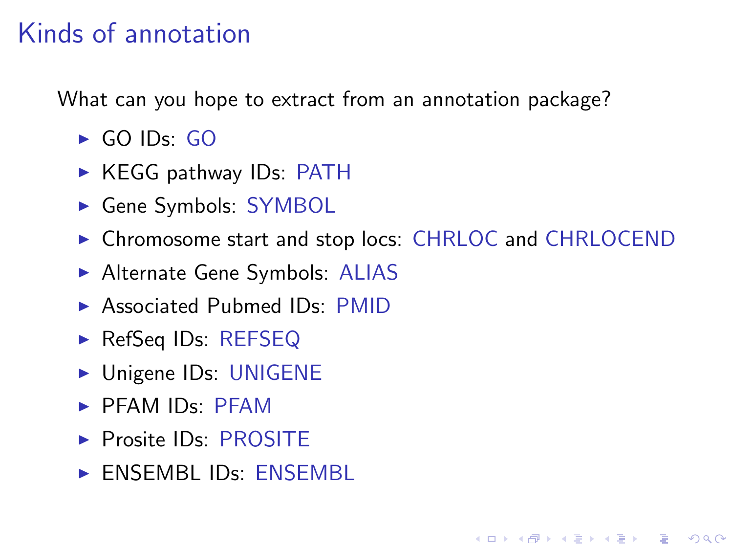# Kinds of annotation

What can you hope to extract from an annotation package?

- GO IDs: GO
- KEGG pathway IDs: PATH
- Gene Symbols: SYMBOL
- Chromosome start and stop locs: CHRLOC and CHRLOCEND
- Alternate Gene Symbols: ALIAS
- Associated Pubmed IDs: PMID
- RefSeq IDs: REFSEQ
- Unigene IDs: UNIGENE
- PFAM IDs: PFAM
- Prosite IDs: PROSITE
- ENSEMBL IDs: ENSEMBL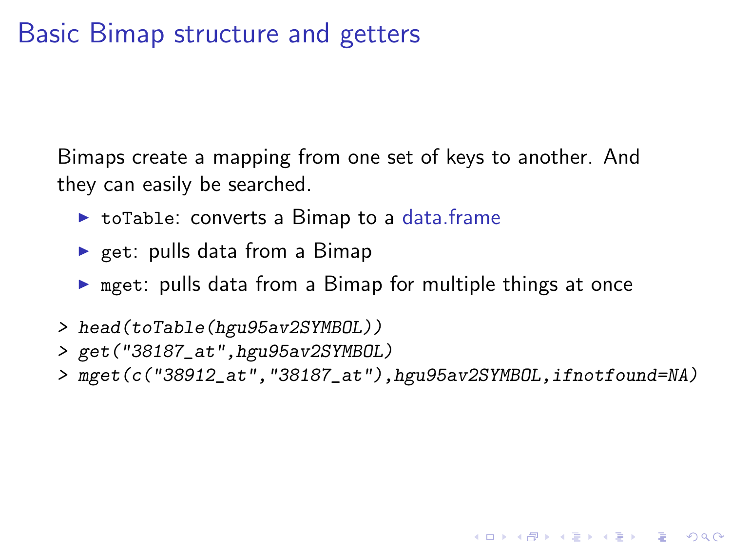# Basic Bimap structure and getters

Bimaps create a mapping from one set of keys to another. And they can easily be searched.

- `toTable`: converts a Bimap to a data.frame
- `get`: pulls data from a Bimap
- `mget`: pulls data from a Bimap for multiple things at once

```
> head(toTable(hgu95av2SYMBOL))
> get("38187_at",hgu95av2SYMBOL)
> mget(c("38912_at","38187_at"),hgu95av2SYMBOL,ifnotfound=NA)
```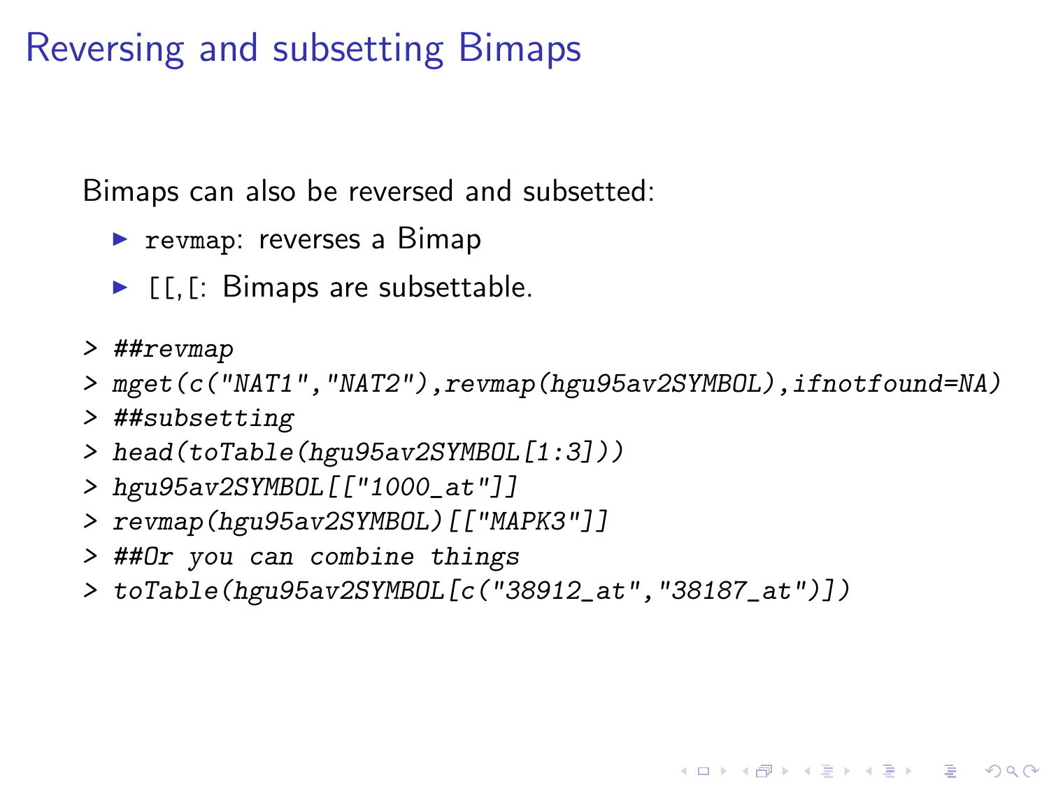# Reversing and subsetting Bimaps

Bimaps can also be reversed and subsetted:

- `revmap`: reverses a Bimap
- `[[`, `[`: Bimaps are subsettable.

```
> ##revmap
> mget(c("NAT1","NAT2"),revmap(hgu95av2SYMBOL),ifnotfound=NA)
> ##subsetting
> head(toTable(hgu95av2SYMBOL[1:3]))
> hgu95av2SYMBOL[["1000_at"]]
> revmap(hgu95av2SYMBOL)[["MAPK3"]]
> ##Or you can combine things
> toTable(hgu95av2SYMBOL[c("38912_at","38187_at")])
```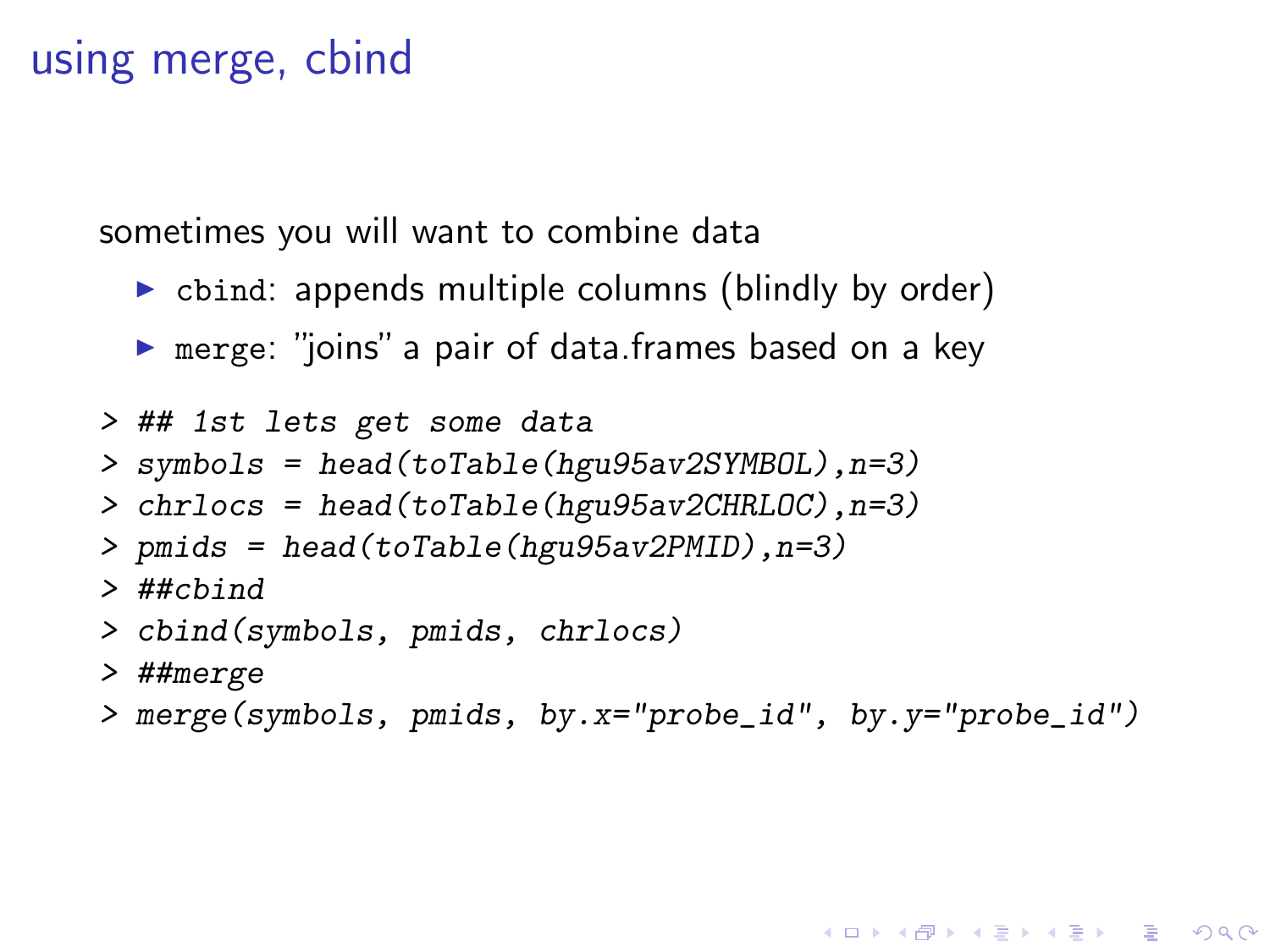# using merge, cbind

sometimes you will want to combine data

- `cbind`: appends multiple columns (blindly by order)
- `merge`: "joins" a pair of data.frames based on a key

```
> ## 1st lets get some data
> symbols = head(toTable(hgu95av2SYMBOL),n=3)
> chrlocs = head(toTable(hgu95av2CHRLOC),n=3)
> pmids = head(toTable(hgu95av2PMID),n=3)
> ##cbind
> cbind(symbols, pmids, chrlocs)
> ##merge
> merge(symbols, pmids, by.x="probe_id", by.y="probe_id")
```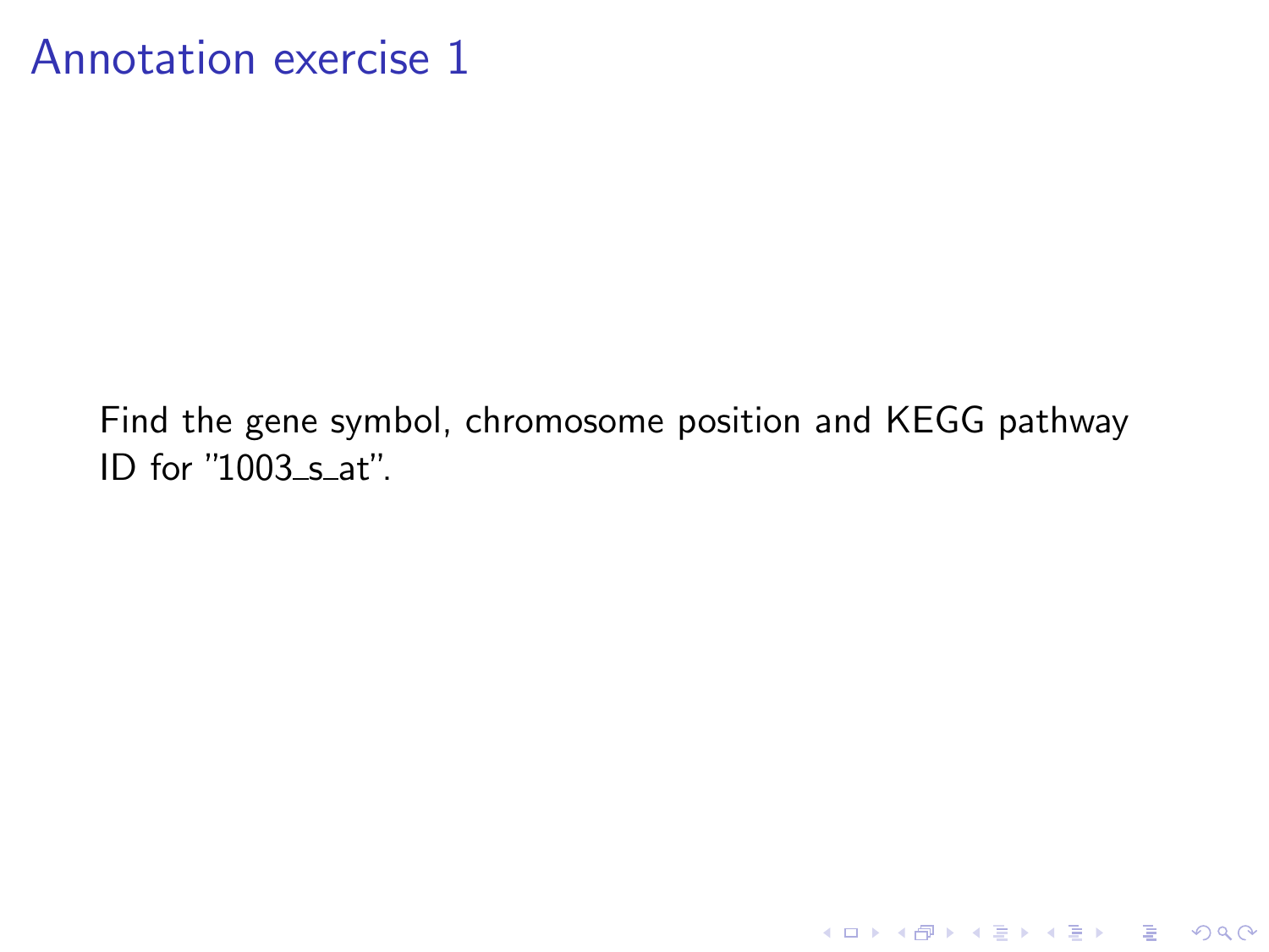# Annotation exercise 1

Find the gene symbol, chromosome position and KEGG pathway ID for "1003_s_at".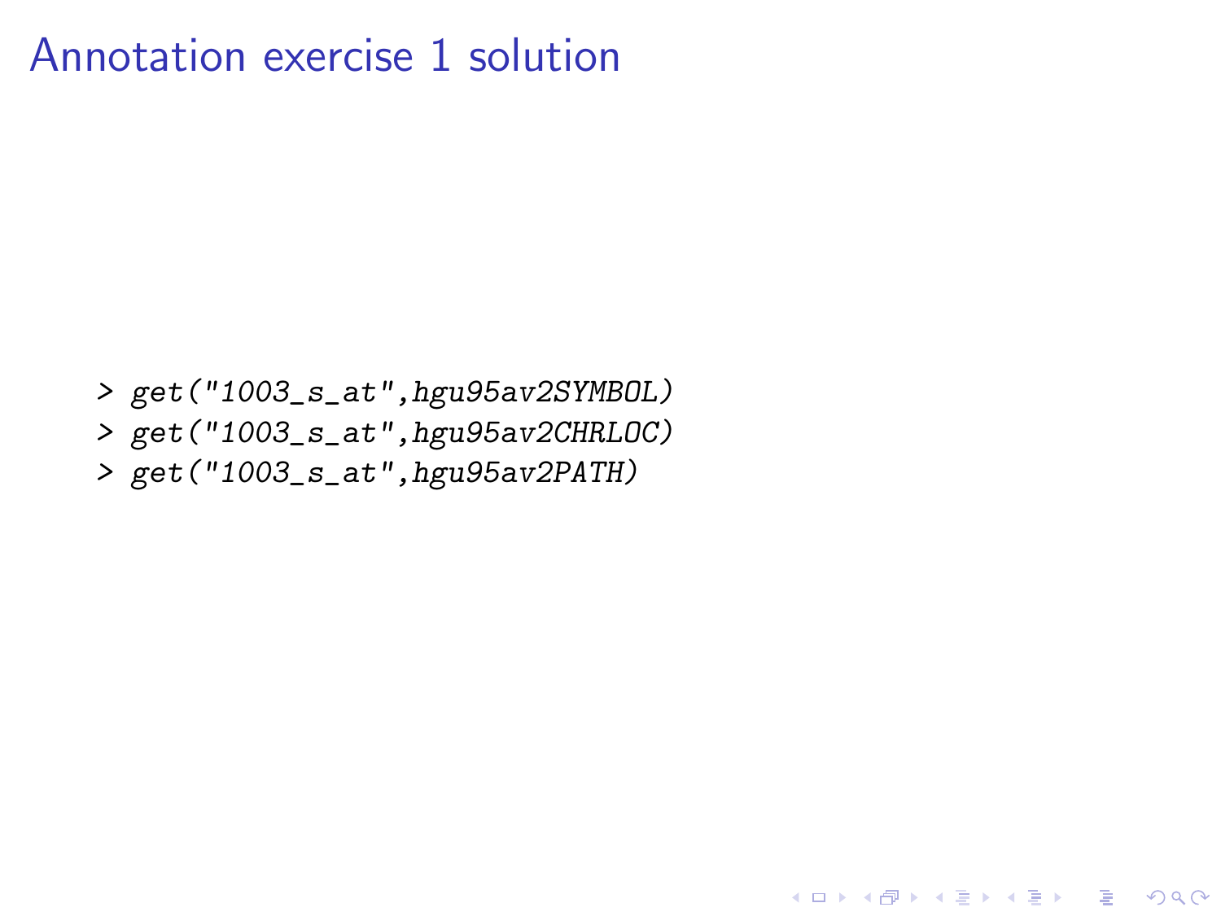# Annotation exercise 1 solution

```
> get("1003_s_at",hgu95av2SYMBOL)
> get("1003_s_at",hgu95av2CHRLOC)
> get("1003_s_at",hgu95av2PATH)
```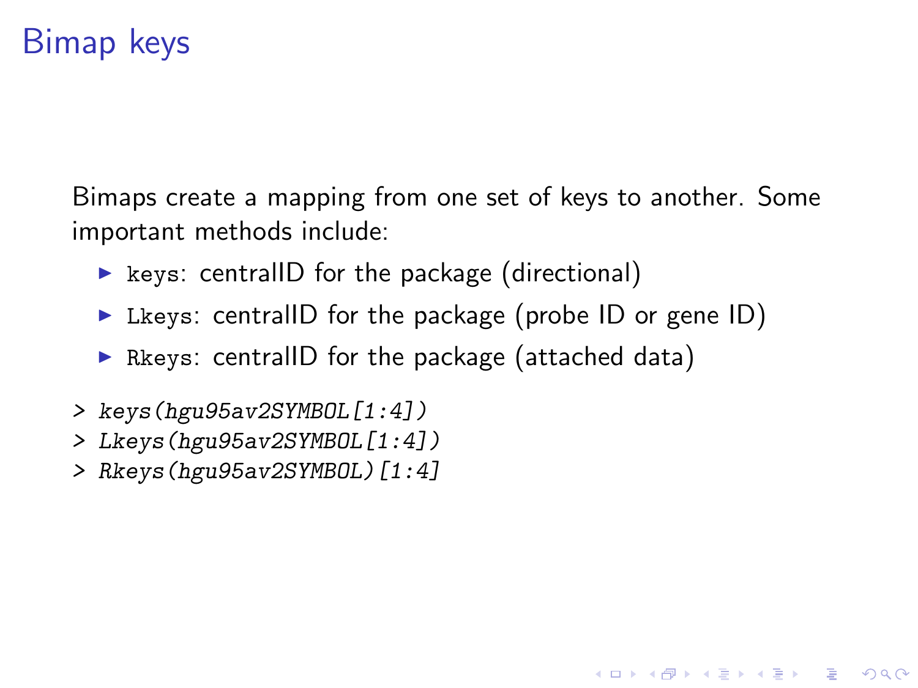# Bimap keys

Bimaps create a mapping from one set of keys to another. Some important methods include:

- `keys`: centralID for the package (directional)
- `Lkeys`: centralID for the package (probe ID or gene ID)
- `Rkeys`: centralID for the package (attached data)

```
> keys(hgu95av2SYMBOL[1:4])
> Lkeys(hgu95av2SYMBOL[1:4])
> Rkeys(hgu95av2SYMBOL)[1:4]
```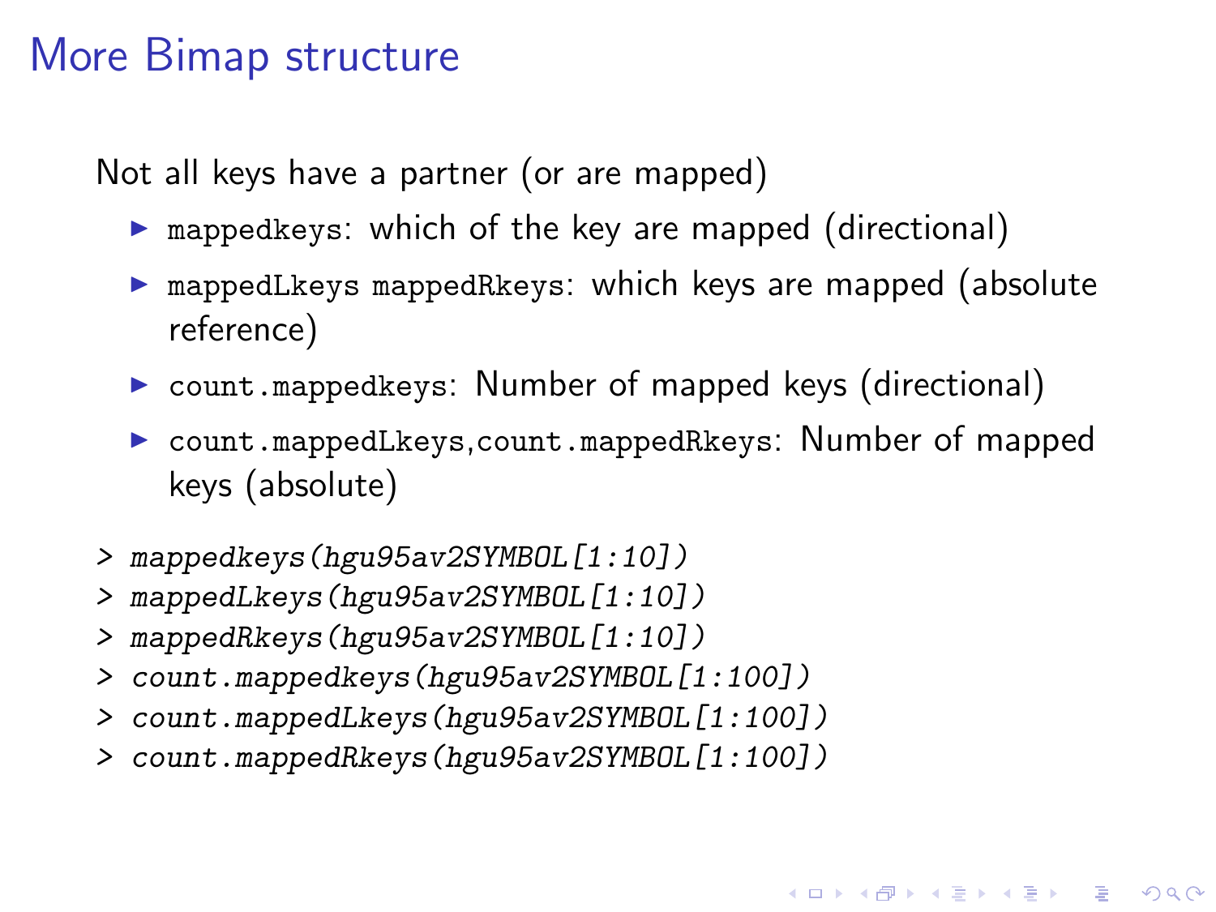# More Bimap structure

Not all keys have a partner (or are mapped)

- `mappedkeys`: which of the key are mapped (directional)
- `mappedLkeys mappedRkeys`: which keys are mapped (absolute reference)
- `count.mappedkeys`: Number of mapped keys (directional)
- `count.mappedLkeys,count.mappedRkeys`: Number of mapped keys (absolute)

```
> mappedkeys(hgu95av2SYMBOL[1:10])
> mappedLkeys(hgu95av2SYMBOL[1:10])
> mappedRkeys(hgu95av2SYMBOL[1:10])
> count.mappedkeys(hgu95av2SYMBOL[1:100])
> count.mappedLkeys(hgu95av2SYMBOL[1:100])
> count.mappedRkeys(hgu95av2SYMBOL[1:100])
```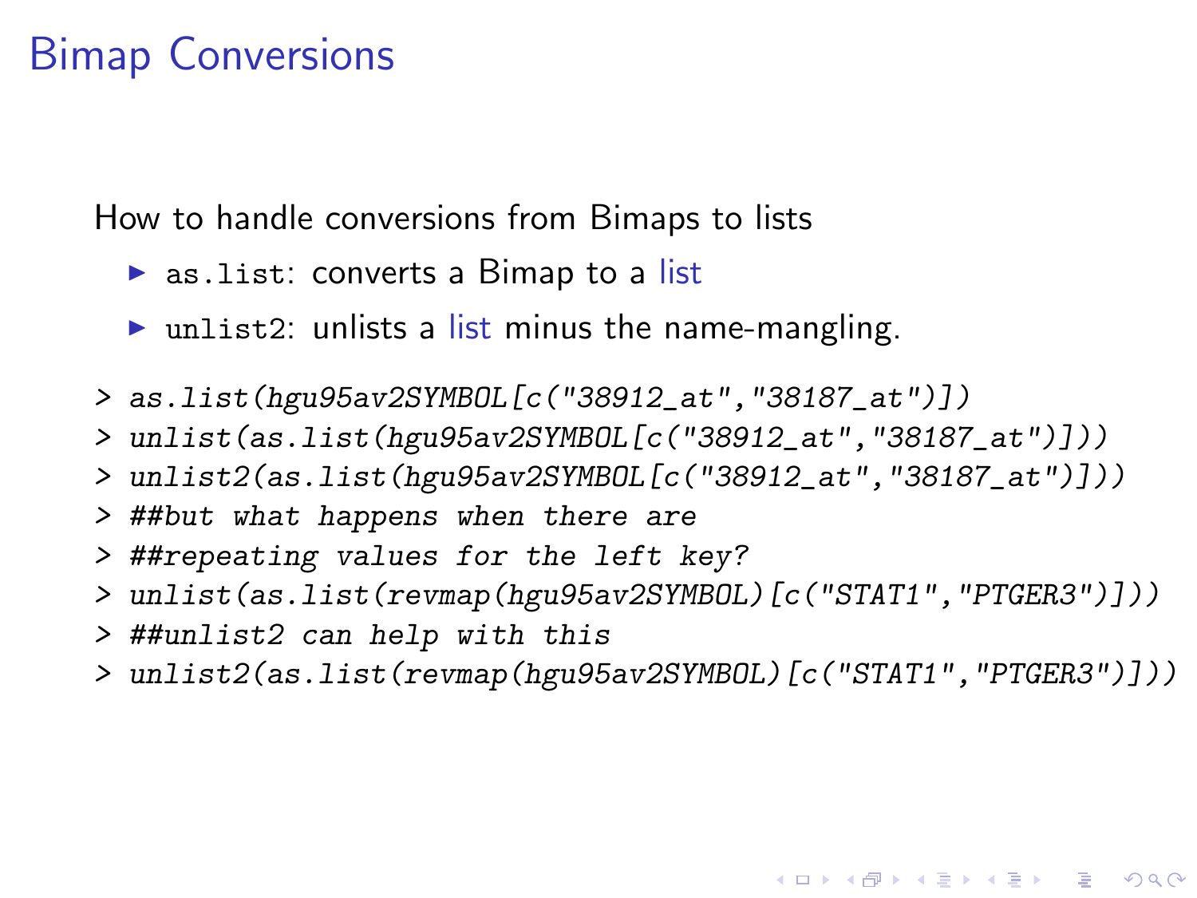# Bimap Conversions

How to handle conversions from Bimaps to lists

- `as.list`: converts a Bimap to a list
- `unlist2`: unlists a list minus the name-mangling.

```
> as.list(hgu95av2SYMBOL[c("38912_at","38187_at")])
> unlist(as.list(hgu95av2SYMBOL[c("38912_at","38187_at")]))
> unlist2(as.list(hgu95av2SYMBOL[c("38912_at","38187_at")]))
> ##but what happens when there are
> ##repeating values for the left key?
> unlist(as.list(revmap(hgu95av2SYMBOL)[c("STAT1","PTGER3")]))
> ##unlist2 can help with this
> unlist2(as.list(revmap(hgu95av2SYMBOL)[c("STAT1","PTGER3")]))
```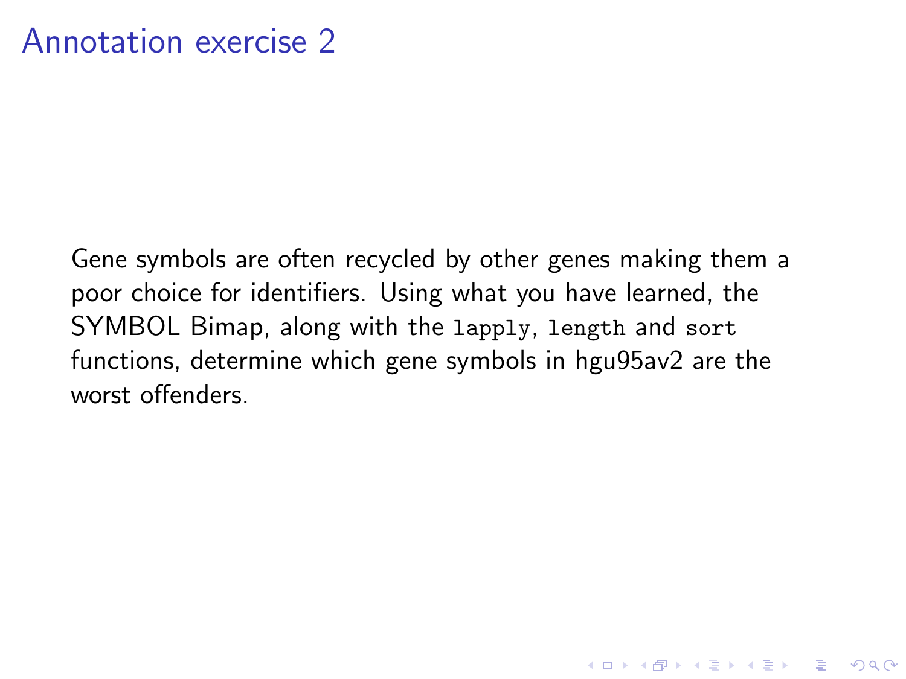# Annotation exercise 2

Gene symbols are often recycled by other genes making them a poor choice for identifiers. Using what you have learned, the SYMBOL Bimap, along with the `lapply`, `length` and `sort` functions, determine which gene symbols in hgu95av2 are the worst offenders.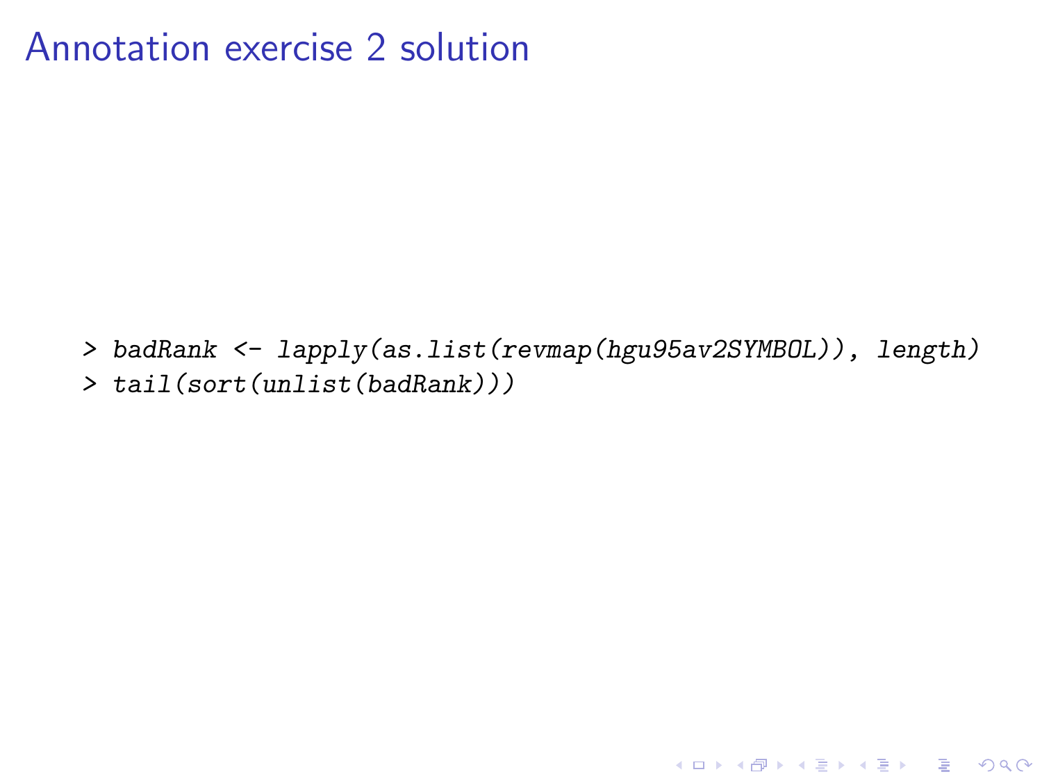# Annotation exercise 2 solution

```
> badRank <- lapply(as.list(revmap(hgu95av2SYMBOL)), length)
> tail(sort(unlist(badRank)))
```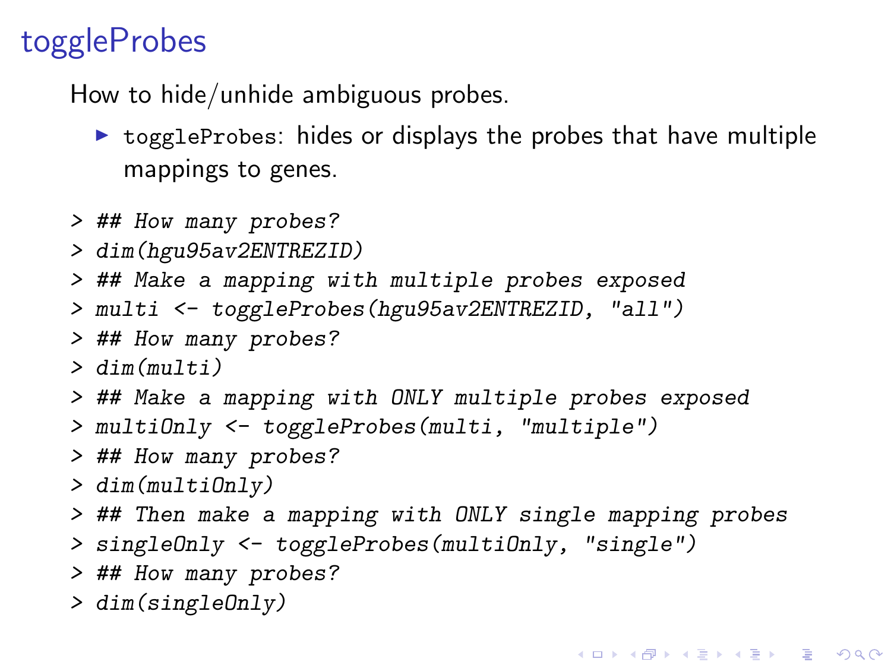# toggleProbes

How to hide/unhide ambiguous probes.

- `toggleProbes`: hides or displays the probes that have multiple mappings to genes.

```
> ## How many probes?
> dim(hgu95av2ENTREZID)
> ## Make a mapping with multiple probes exposed
> multi <- toggleProbes(hgu95av2ENTREZID, "all")
> ## How many probes?
> dim(multi)
> ## Make a mapping with ONLY multiple probes exposed
> multiOnly <- toggleProbes(multi, "multiple")
> ## How many probes?
> dim(multiOnly)
> ## Then make a mapping with ONLY single mapping probes
> singleOnly <- toggleProbes(multiOnly, "single")
> ## How many probes?
> dim(singleOnly)
```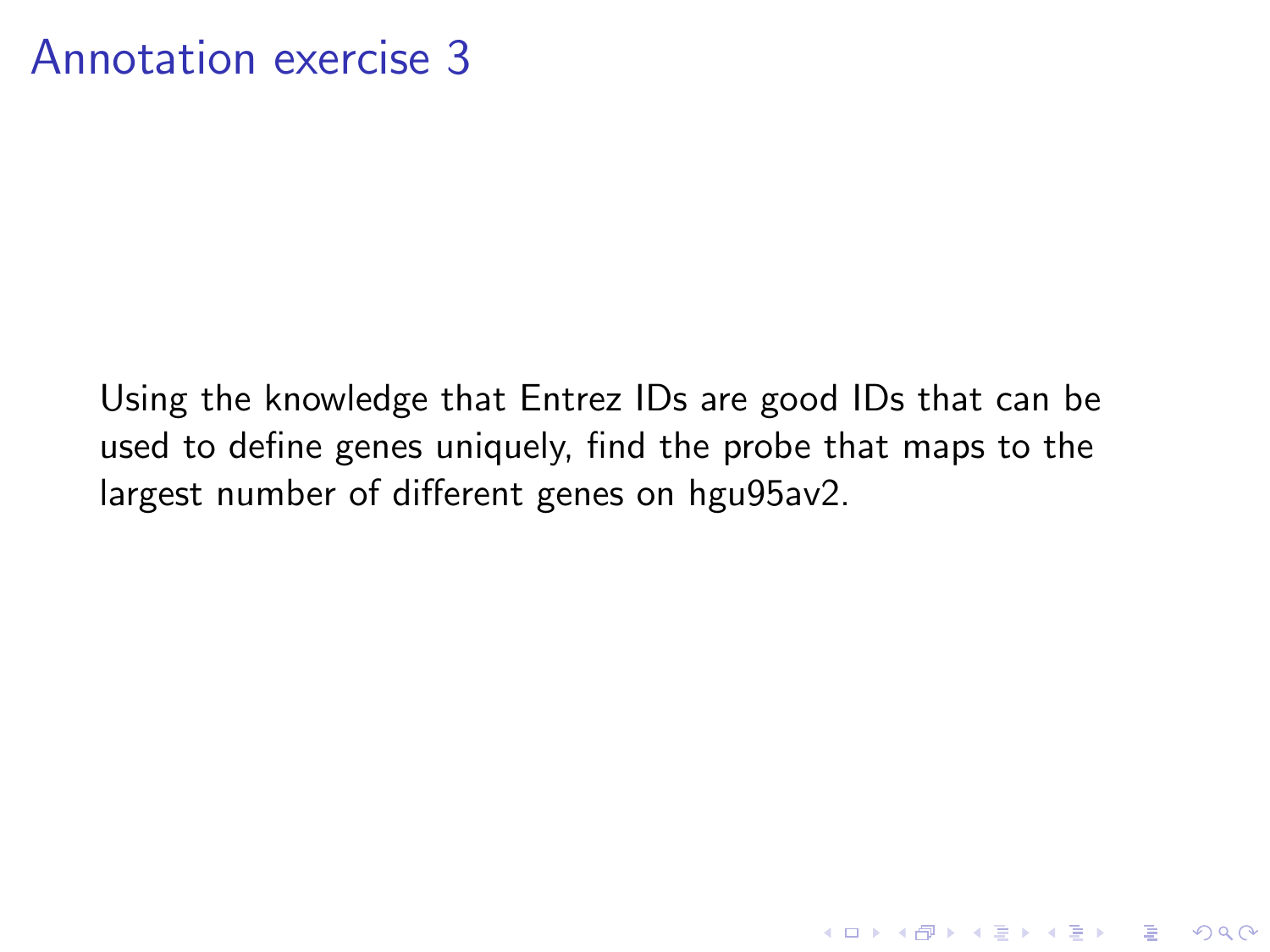# Annotation exercise 3

Using the knowledge that Entrez IDs are good IDs that can be used to define genes uniquely, find the probe that maps to the largest number of different genes on hgu95av2.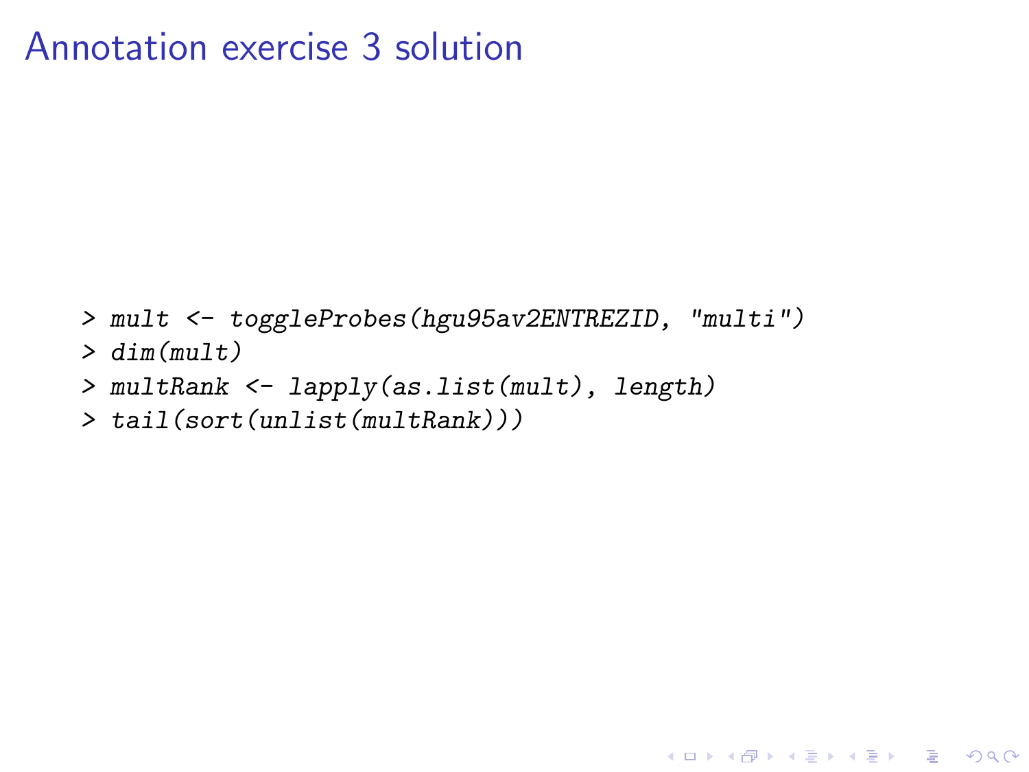# Annotation exercise 3 solution

```
> mult <- toggleProbes(hgu95av2ENTREZID, "multi")
> dim(mult)
> multRank <- lapply(as.list(mult), length)
> tail(sort(unlist(multRank)))
```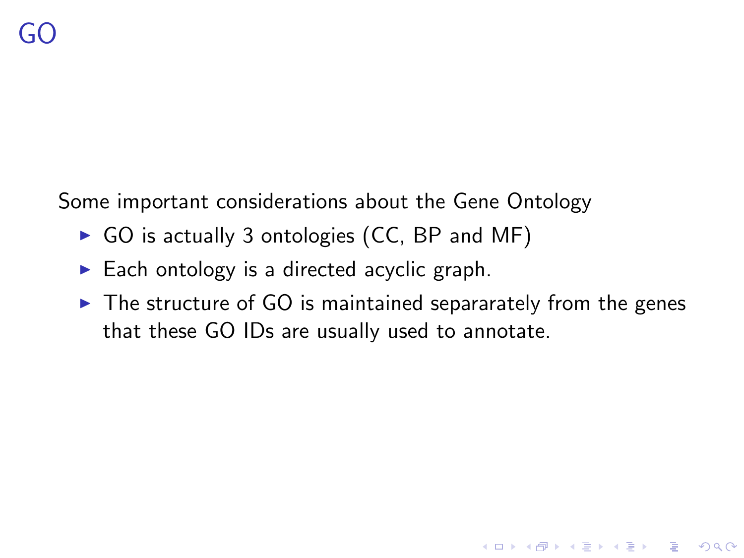# GO

Some important considerations about the Gene Ontology

- GO is actually 3 ontologies (CC, BP and MF)
- Each ontology is a directed acyclic graph.
- The structure of GO is maintained separarately from the genes that these GO IDs are usually used to annotate.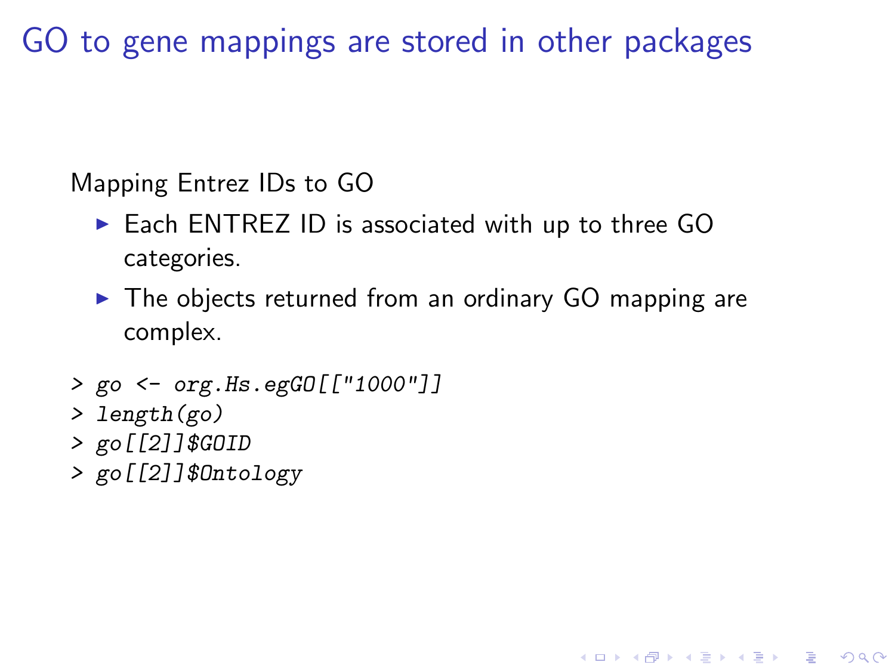# GO to gene mappings are stored in other packages

Mapping Entrez IDs to GO

- Each ENTREZ ID is associated with up to three GO categories.
- The objects returned from an ordinary GO mapping are complex.

```
> go <- org.Hs.egGO[["1000"]]
> length(go)
> go[[2]]$GOID
> go[[2]]$Ontology
```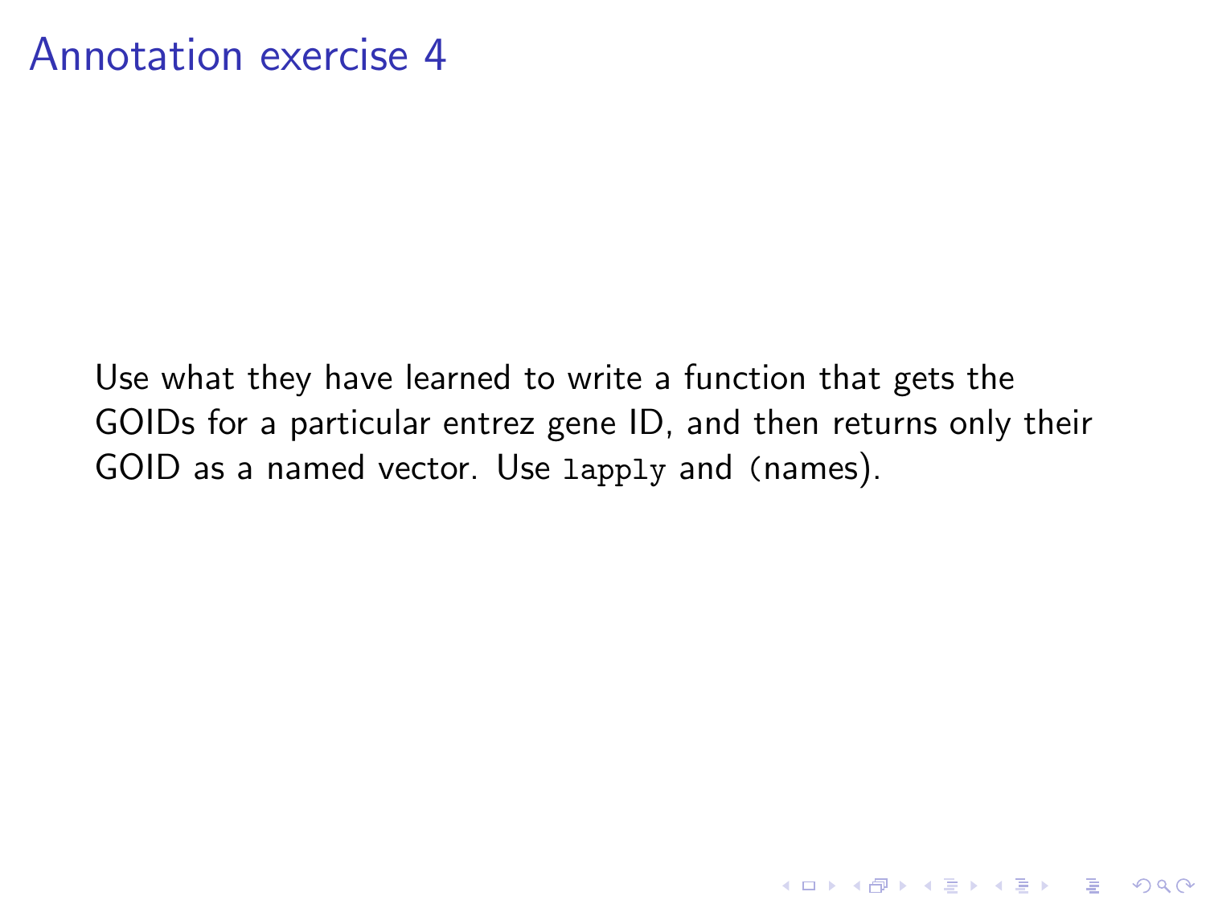# Annotation exercise 4

Use what they have learned to write a function that gets the GOIDs for a particular entrez gene ID, and then returns only their GOID as a named vector. Use `lapply` and `(names)`.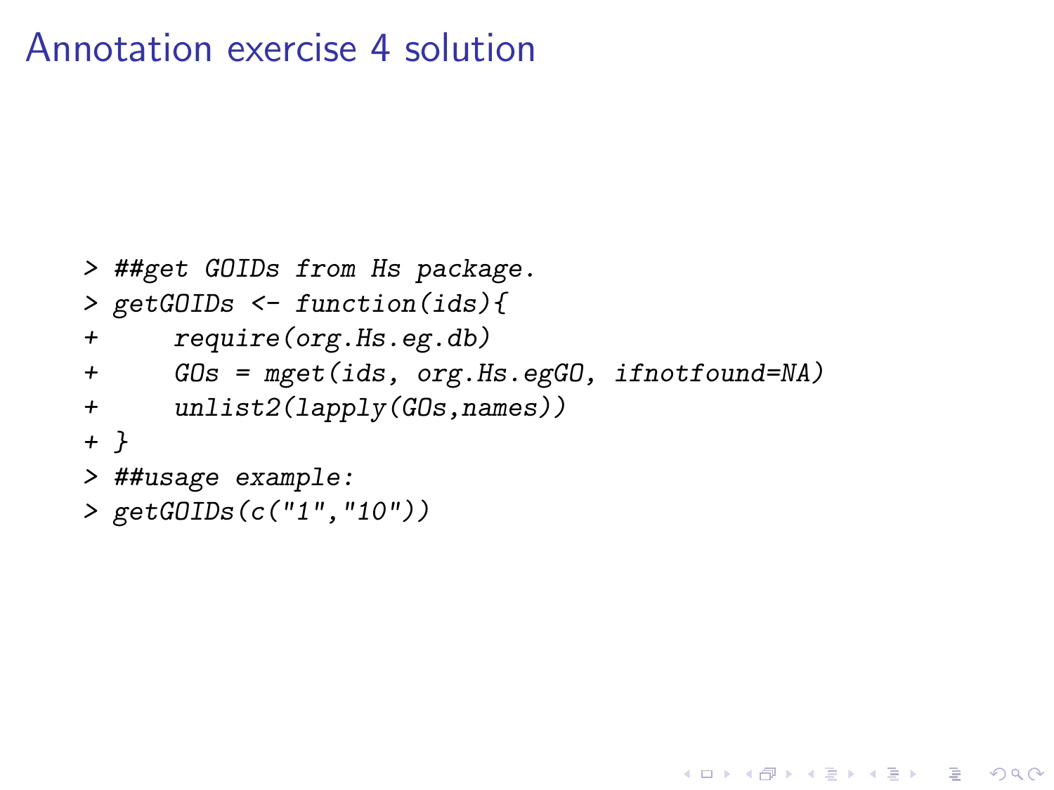# Annotation exercise 4 solution

```
> ##get GOIDs from Hs package.
> getGOIDs <- function(ids){
+     require(org.Hs.eg.db)
+     GOs = mget(ids, org.Hs.egGO, ifnotfound=NA)
+     unlist2(lapply(GOs,names))
+ }
> ##usage example:
> getGOIDs(c("1","10"))
```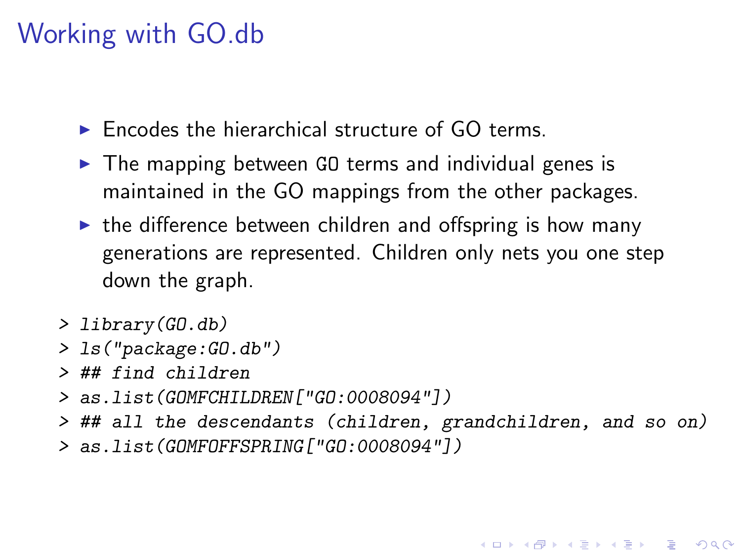# Working with GO.db

- Encodes the hierarchical structure of GO terms.
- The mapping between GO terms and individual genes is maintained in the GO mappings from the other packages.
- the difference between children and offspring is how many generations are represented. Children only nets you one step down the graph.

```
> library(GO.db)
> ls("package:GO.db")
> ## find children
> as.list(GOMFCHILDREN["GO:0008094"])
> ## all the descendants (children, grandchildren, and so on)
> as.list(GOMFOFFSPRING["GO:0008094"])
```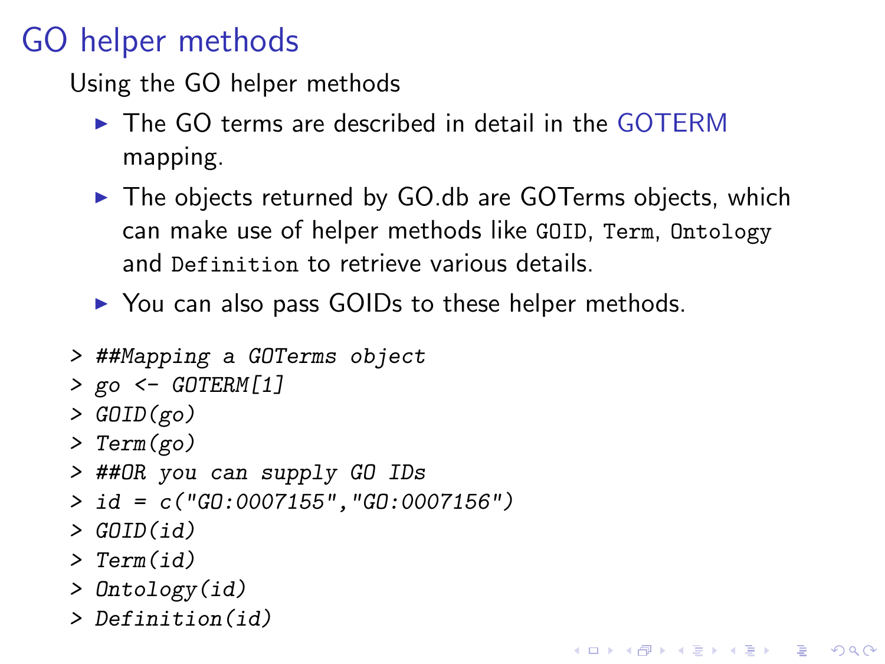# GO helper methods

Using the GO helper methods

- The GO terms are described in detail in the GOTERM mapping.
- The objects returned by GO.db are GOTerms objects, which can make use of helper methods like `GOID`, `Term`, `Ontology` and `Definition` to retrieve various details.
- You can also pass GOIDs to these helper methods.

```
> ##Mapping a GOTerms object
> go <- GOTERM[1]
> GOID(go)
> Term(go)
> ##OR you can supply GO IDs
> id = c("GO:0007155","GO:0007156")
> GOID(id)
> Term(id)
> Ontology(id)
> Definition(id)
```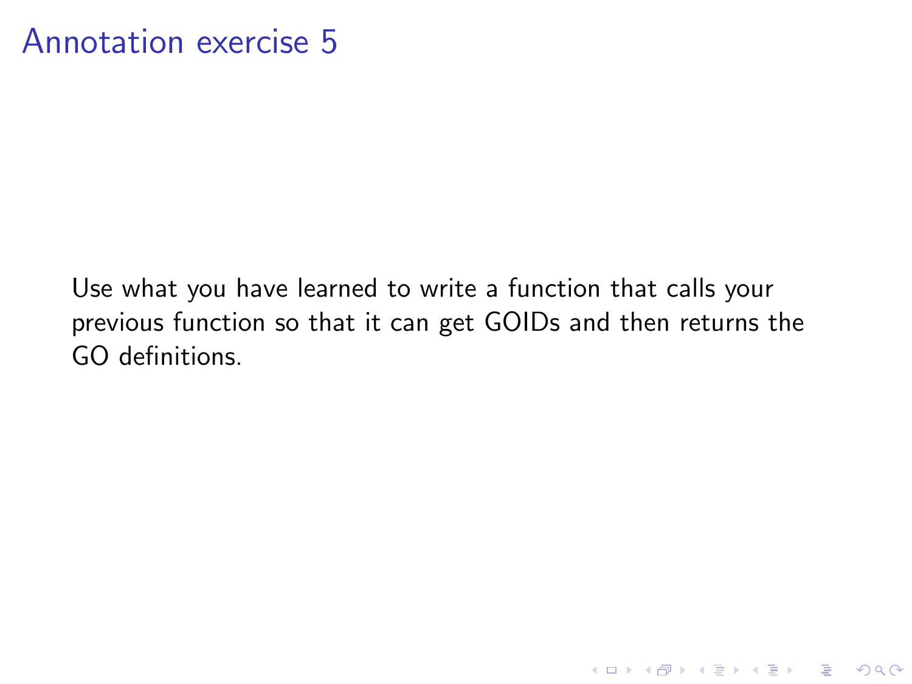# Annotation exercise 5

Use what you have learned to write a function that calls your previous function so that it can get GOIDs and then returns the GO definitions.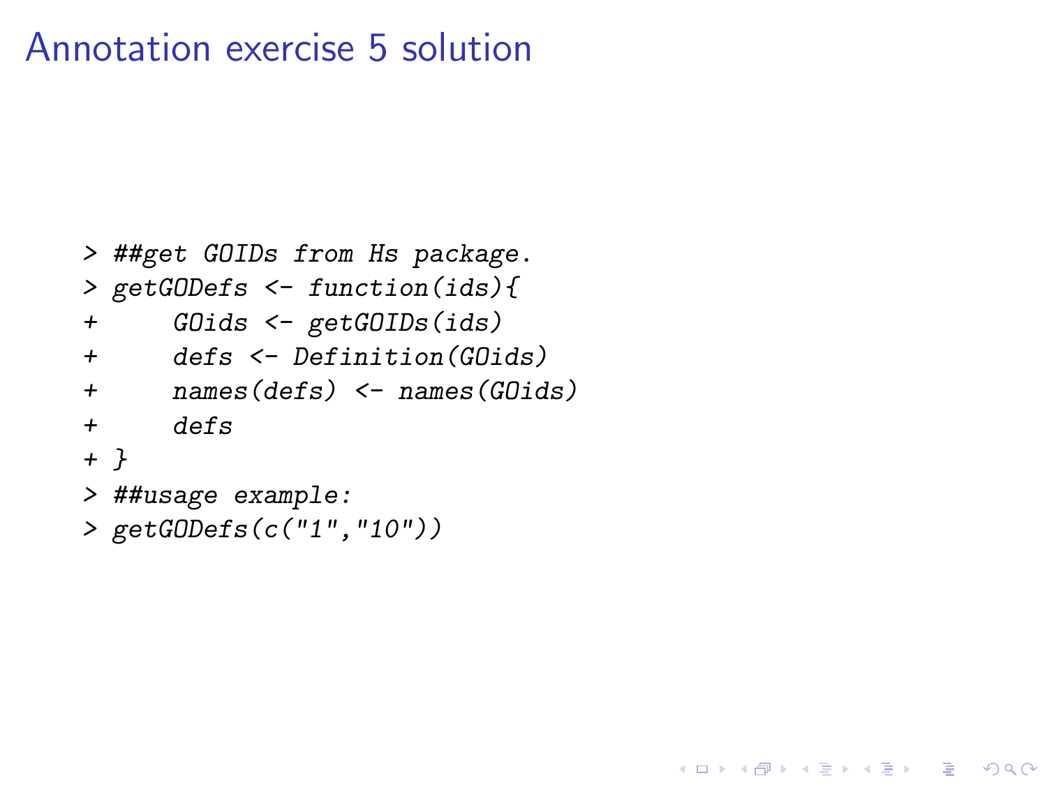# Annotation exercise 5 solution

```
> ##get GOIDs from Hs package.
> getGODefs <- function(ids){
+     GOids <- getGOIDs(ids)
+     defs <- Definition(GOids)
+     names(defs) <- names(GOids)
+     defs
+ }
> ##usage example:
> getGODefs(c("1","10"))
```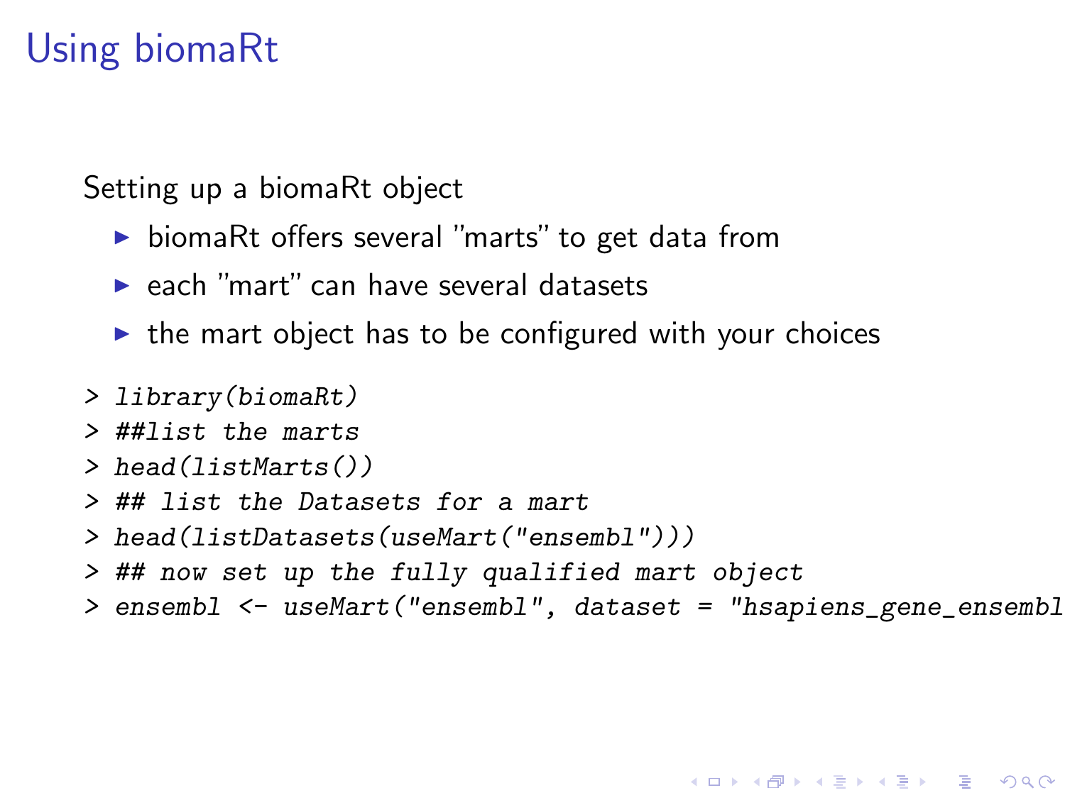# Using biomaRt

Setting up a biomaRt object

- biomaRt offers several "marts" to get data from
- each "mart" can have several datasets
- the mart object has to be configured with your choices

```
> library(biomaRt)
> ##list the marts
> head(listMarts())
> ## list the Datasets for a mart
> head(listDatasets(useMart("ensembl")))
> ## now set up the fully qualified mart object
> ensembl <- useMart("ensembl", dataset = "hsapiens_gene_ensembl
```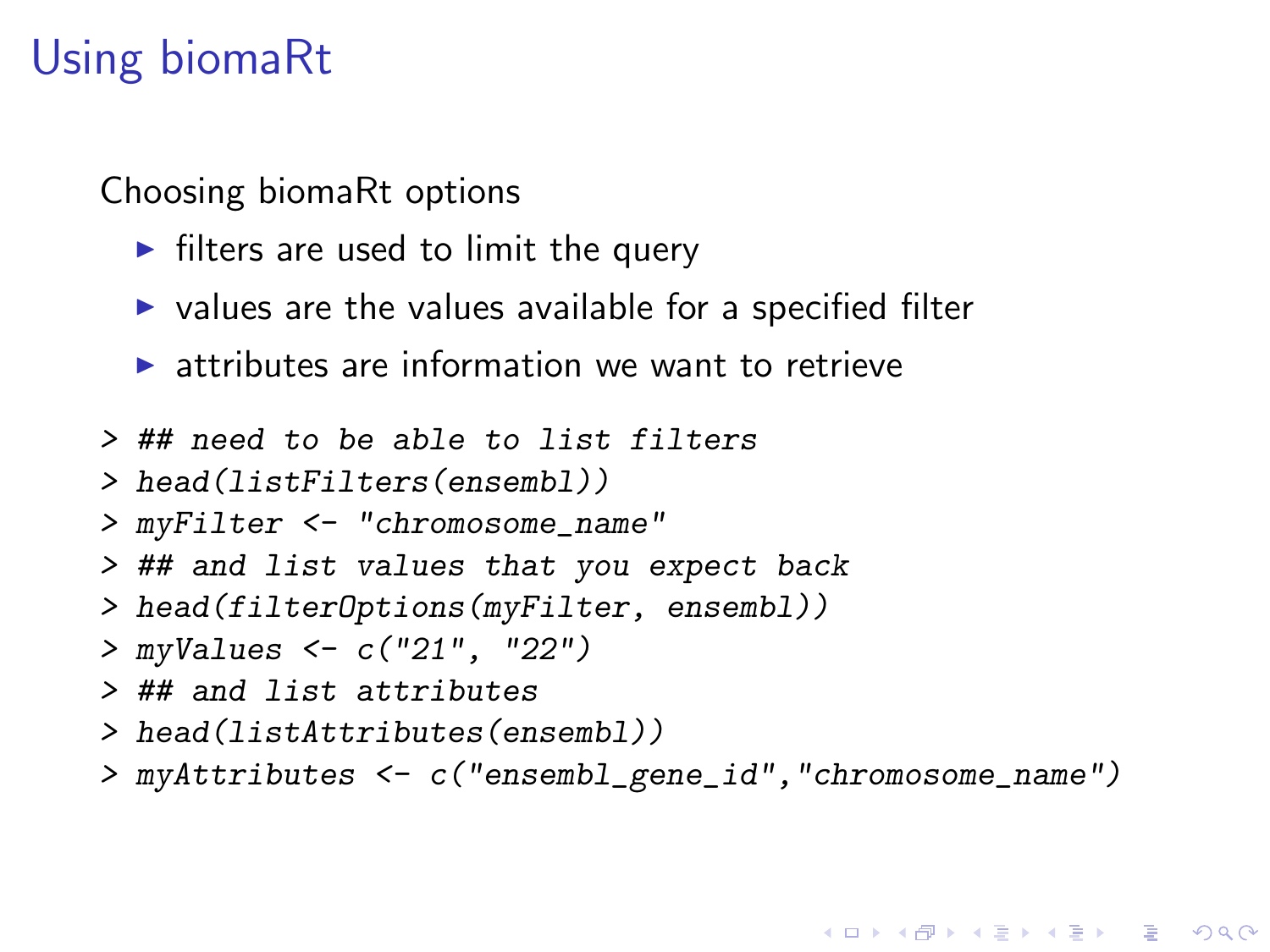# Using biomaRt

Choosing biomaRt options

- filters are used to limit the query
- values are the values available for a specified filter
- attributes are information we want to retrieve

```
> ## need to be able to list filters
> head(listFilters(ensembl))
> myFilter <- "chromosome_name"
> ## and list values that you expect back
> head(filterOptions(myFilter, ensembl))
> myValues <- c("21", "22")
> ## and list attributes
> head(listAttributes(ensembl))
> myAttributes <- c("ensembl_gene_id","chromosome_name")
```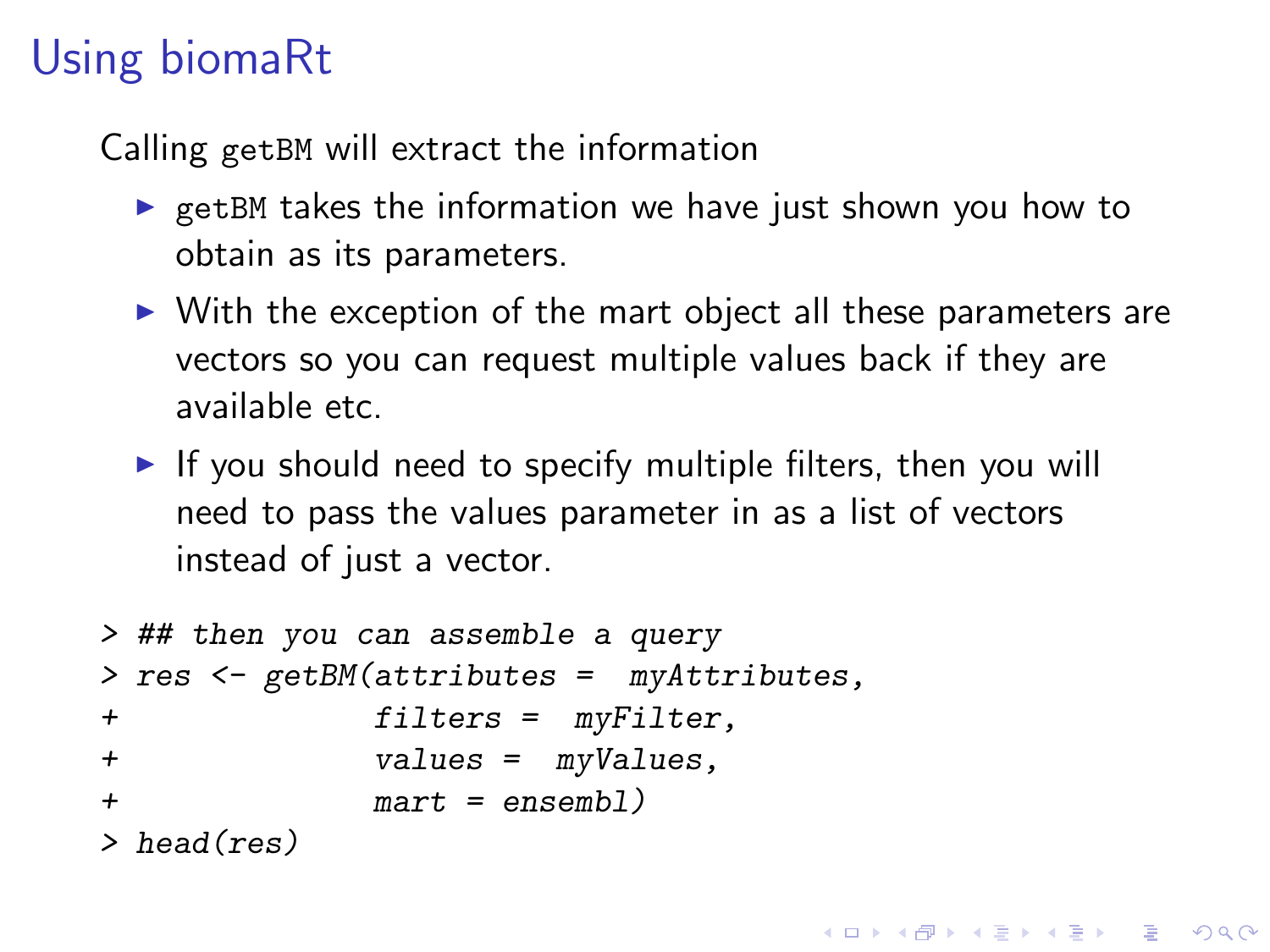# Using biomaRt

Calling `getBM` will extract the information

- `getBM` takes the information we have just shown you how to obtain as its parameters.
- With the exception of the mart object all these parameters are vectors so you can request multiple values back if they are available etc.
- If you should need to specify multiple filters, then you will need to pass the values parameter in as a list of vectors instead of just a vector.

```
> ## then you can assemble a query
> res <- getBM(attributes =  myAttributes,
+              filters =  myFilter,
+              values =  myValues,
+              mart = ensembl)
> head(res)
```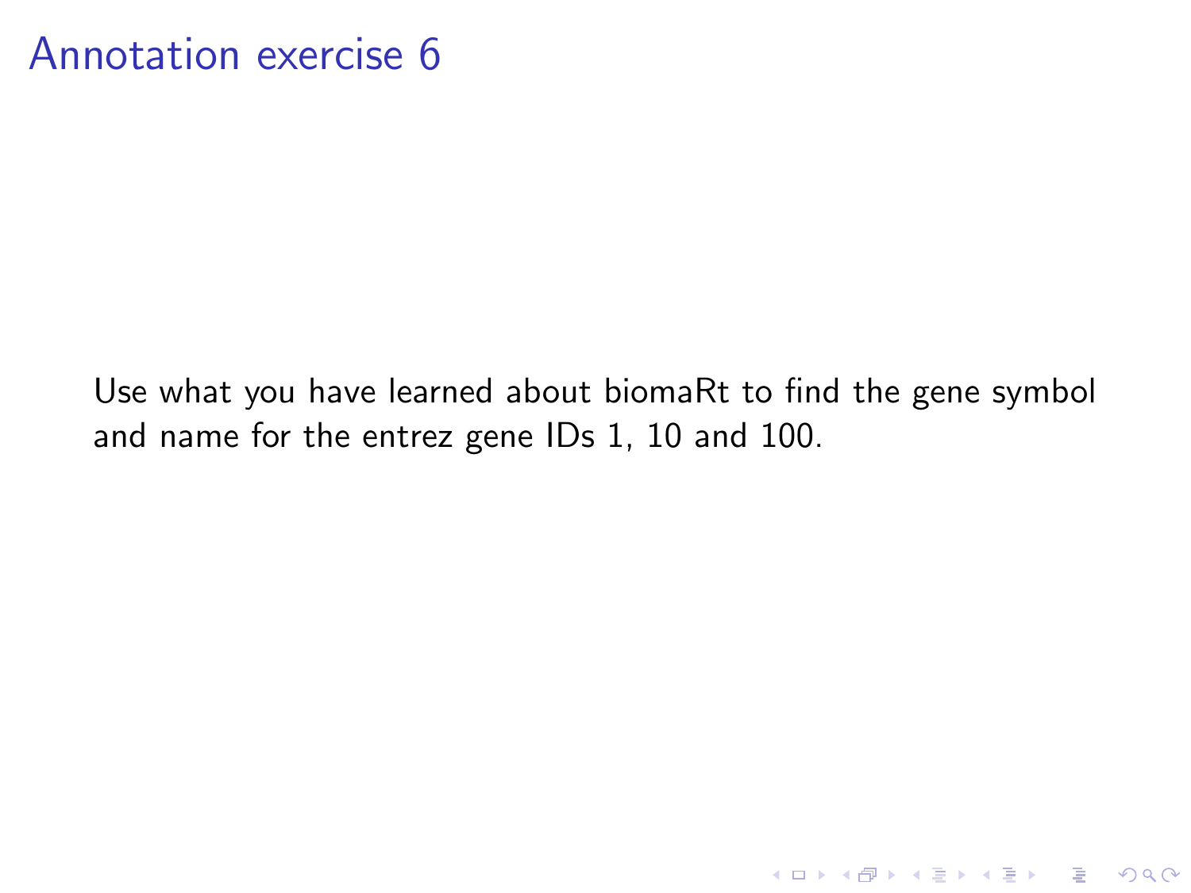# Annotation exercise 6

Use what you have learned about biomaRt to find the gene symbol and name for the entrez gene IDs 1, 10 and 100.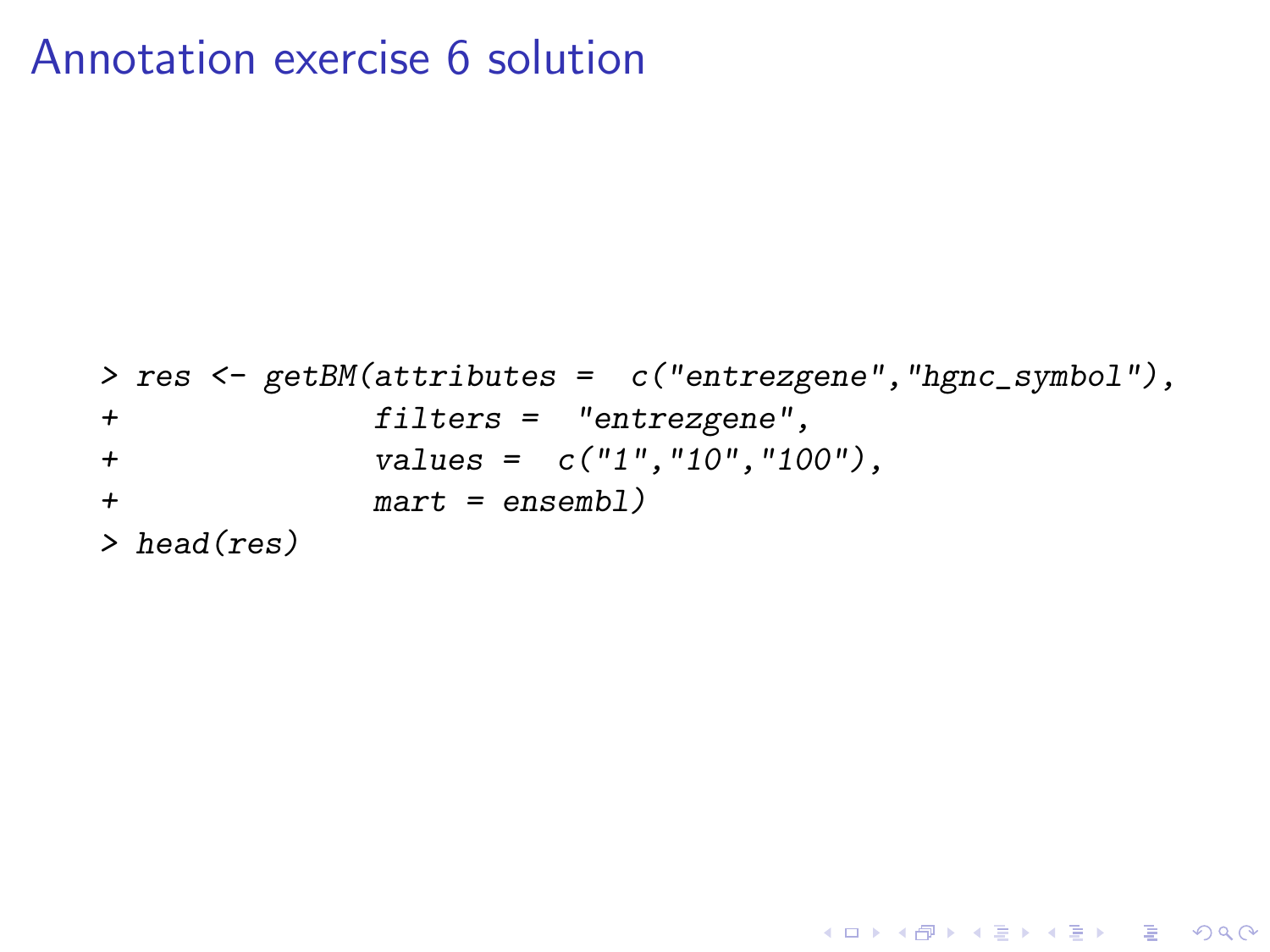# Annotation exercise 6 solution

```
> res <- getBM(attributes =  c("entrezgene","hgnc_symbol"),
+              filters =  "entrezgene",
+              values =  c("1","10","100"),
+              mart = ensembl)
> head(res)
```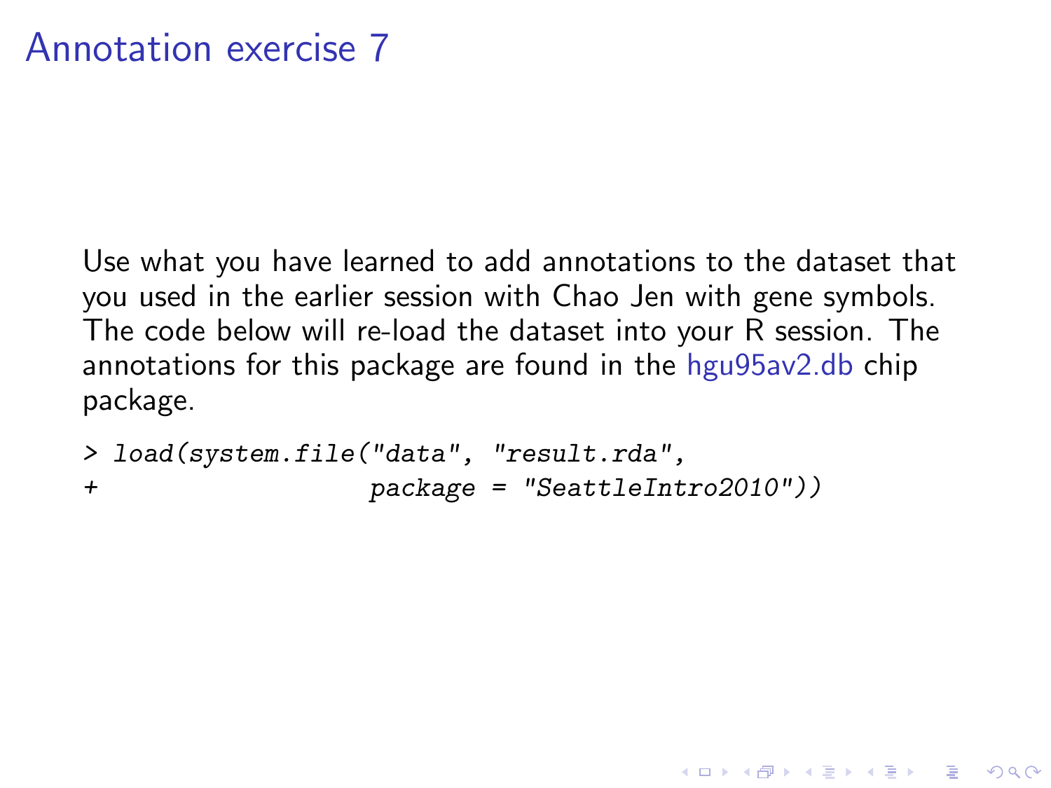# Annotation exercise 7

Use what you have learned to add annotations to the dataset that you used in the earlier session with Chao Jen with gene symbols. The code below will re-load the dataset into your R session. The annotations for this package are found in the hgu95av2.db chip package.

```
> load(system.file("data", "result.rda",
+                  package = "SeattleIntro2010"))
```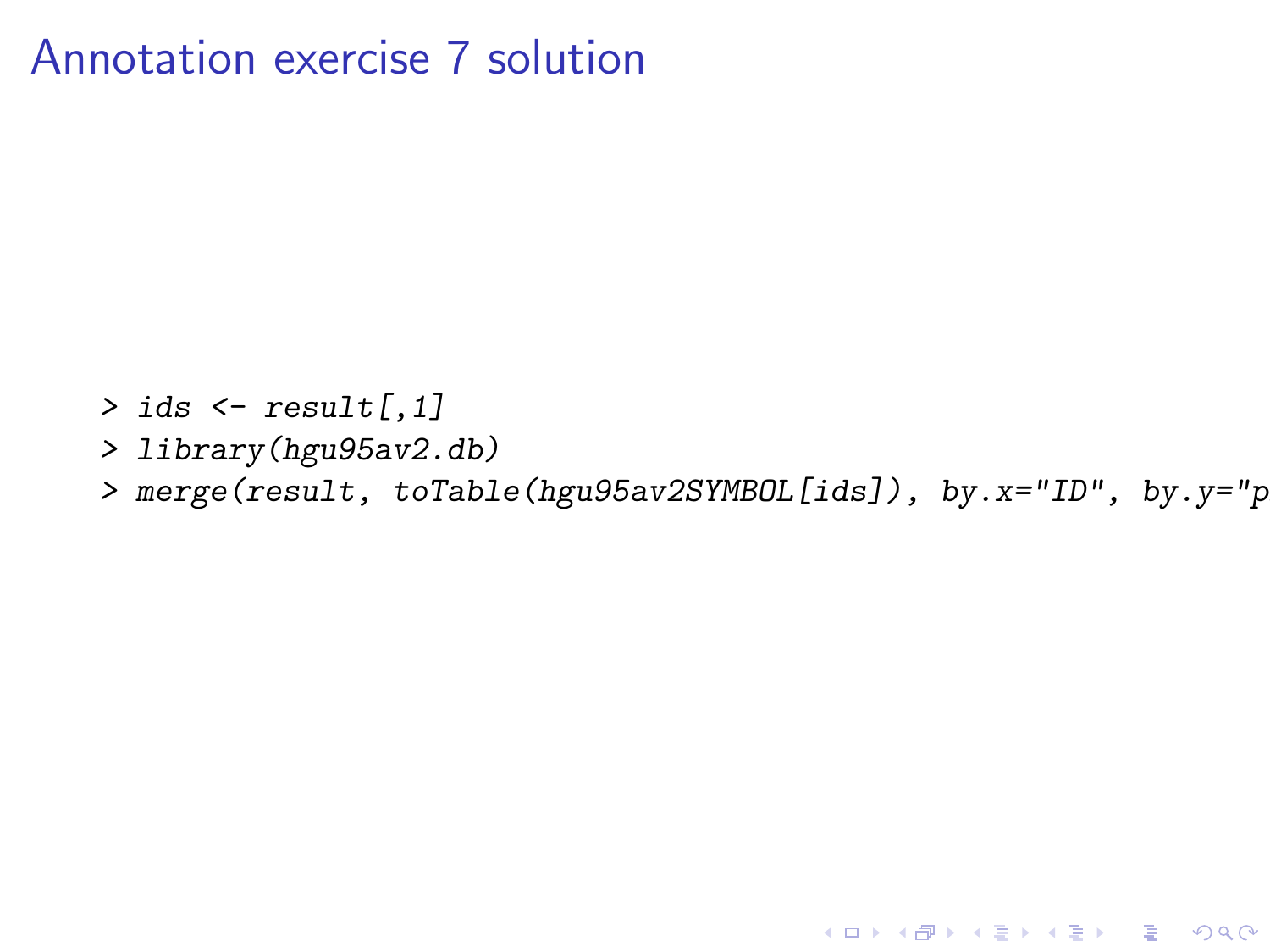# Annotation exercise 7 solution

```
> ids <- result[,1]
> library(hgu95av2.db)
> merge(result, toTable(hgu95av2SYMBOL[ids]), by.x="ID", by.y="p
```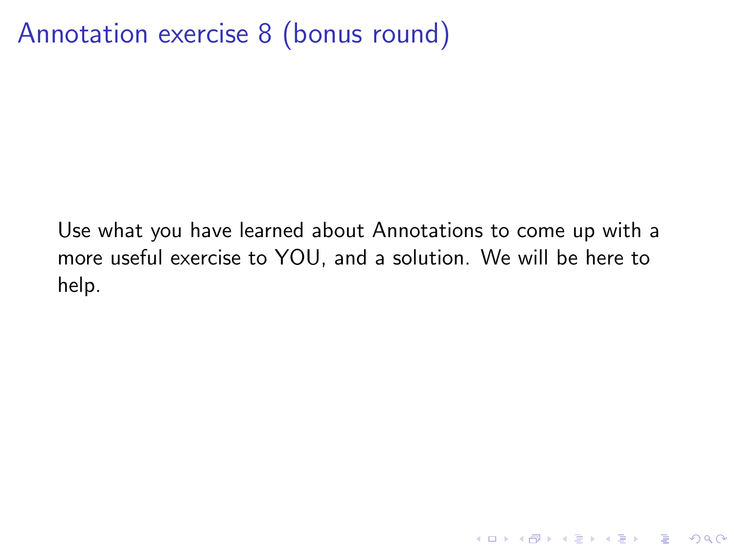# Annotation exercise 8 (bonus round)

Use what you have learned about Annotations to come up with a more useful exercise to YOU, and a solution. We will be here to help.